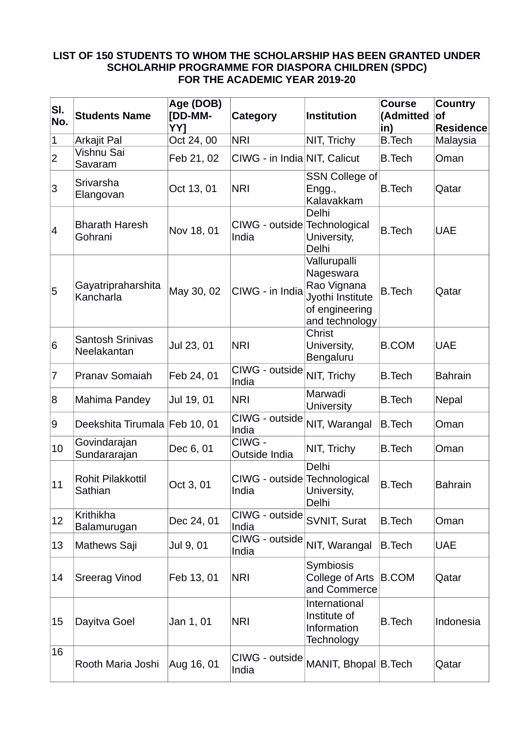**LIST OF 150 STUDENTS TO WHOM THE SCHOLARSHIP HAS BEEN GRANTED UNDER SCHOLARHIP PROGRAMME FOR DIASPORA CHILDREN (SPDC) FOR THE ACADEMIC YEAR 2019-20**

| Sl. No. | Students Name | Age (DOB) [DD-MM-YY] | Category | Institution | Course (Admitted in) | Country of Residence |
|---|---|---|---|---|---|---|
| 1 | Arkajit Pal | Oct 24, 00 | NRI | NIT, Trichy | B.Tech | Malaysia |
| 2 | Vishnu Sai Savaram | Feb 21, 02 | CIWG - in India | NIT, Calicut | B.Tech | Oman |
| 3 | Srivarsha Elangovan | Oct 13, 01 | NRI | SSN College of Engg., Kalavakkam | B.Tech | Qatar |
| 4 | Bharath Haresh Gohrani | Nov 18, 01 | CIWG - outside India | Delhi Technological University, Delhi | B.Tech | UAE |
| 5 | Gayatripraharshita Kancharla | May 30, 02 | CIWG - in India | Vallurupalli Nageswara Rao Vignana Jyothi Institute of engineering and technology | B.Tech | Qatar |
| 6 | Santosh Srinivas Neelakantan | Jul 23, 01 | NRI | Christ University, Bengaluru | B.COM | UAE |
| 7 | Pranav Somaiah | Feb 24, 01 | CIWG - outside India | NIT, Trichy | B.Tech | Bahrain |
| 8 | Mahima Pandey | Jul 19, 01 | NRI | Marwadi University | B.Tech | Nepal |
| 9 | Deekshita Tirumala | Feb 10, 01 | CIWG - outside India | NIT, Warangal | B.Tech | Oman |
| 10 | Govindarajan Sundararajan | Dec 6, 01 | CIWG - Outside India | NIT, Trichy | B.Tech | Oman |
| 11 | Rohit Pilakkottil Sathian | Oct 3, 01 | CIWG - outside India | Delhi Technological University, Delhi | B.Tech | Bahrain |
| 12 | Krithikha Balamurugan | Dec 24, 01 | CIWG - outside India | SVNIT, Surat | B.Tech | Oman |
| 13 | Mathews Saji | Jul 9, 01 | CIWG - outside India | NIT, Warangal | B.Tech | UAE |
| 14 | Sreerag Vinod | Feb 13, 01 | NRI | Symbiosis College of Arts and Commerce | B.COM | Qatar |
| 15 | Dayitva Goel | Jan 1, 01 | NRI | International Institute of Information Technology | B.Tech | Indonesia |
| 16 | Rooth Maria Joshi | Aug 16, 01 | CIWG - outside India | MANIT, Bhopal | B.Tech | Qatar |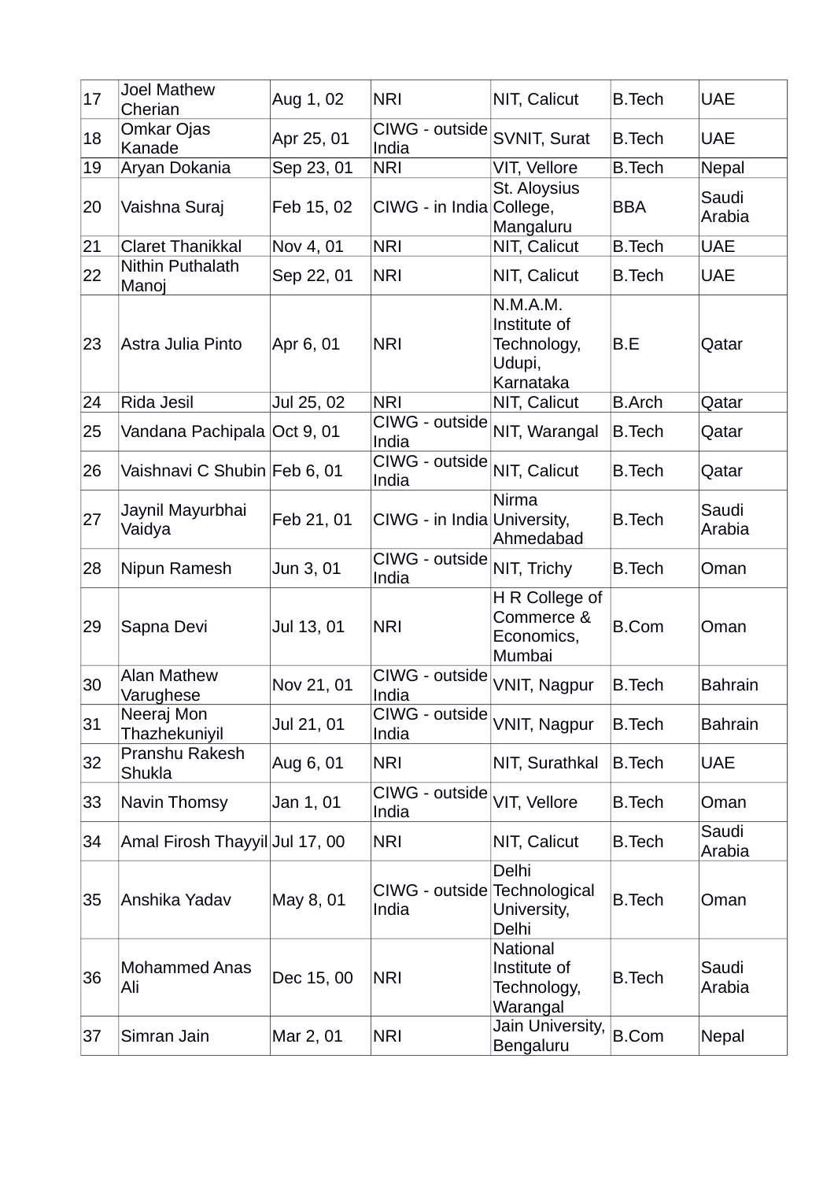| | | | | | | |
|---|---|---|---|---|---|---|
| 17 | Joel Mathew Cherian | Aug 1, 02 | NRI | NIT, Calicut | B.Tech | UAE |
| 18 | Omkar Ojas Kanade | Apr 25, 01 | CIWG - outside India | SVNIT, Surat | B.Tech | UAE |
| 19 | Aryan Dokania | Sep 23, 01 | NRI | VIT, Vellore | B.Tech | Nepal |
| 20 | Vaishna Suraj | Feb 15, 02 | CIWG - in India | St. Aloysius College, Mangaluru | BBA | Saudi Arabia |
| 21 | Claret Thanikkal | Nov 4, 01 | NRI | NIT, Calicut | B.Tech | UAE |
| 22 | Nithin Puthalath Manoj | Sep 22, 01 | NRI | NIT, Calicut | B.Tech | UAE |
| 23 | Astra Julia Pinto | Apr 6, 01 | NRI | N.M.A.M. Institute of Technology, Udupi, Karnataka | B.E | Qatar |
| 24 | Rida Jesil | Jul 25, 02 | NRI | NIT, Calicut | B.Arch | Qatar |
| 25 | Vandana Pachipala | Oct 9, 01 | CIWG - outside India | NIT, Warangal | B.Tech | Qatar |
| 26 | Vaishnavi C Shubin | Feb 6, 01 | CIWG - outside India | NIT, Calicut | B.Tech | Qatar |
| 27 | Jaynil Mayurbhai Vaidya | Feb 21, 01 | CIWG - in India | Nirma University, Ahmedabad | B.Tech | Saudi Arabia |
| 28 | Nipun Ramesh | Jun 3, 01 | CIWG - outside India | NIT, Trichy | B.Tech | Oman |
| 29 | Sapna Devi | Jul 13, 01 | NRI | H R College of Commerce & Economics, Mumbai | B.Com | Oman |
| 30 | Alan Mathew Varughese | Nov 21, 01 | CIWG - outside India | VNIT, Nagpur | B.Tech | Bahrain |
| 31 | Neeraj Mon Thazhekuniyil | Jul 21, 01 | CIWG - outside India | VNIT, Nagpur | B.Tech | Bahrain |
| 32 | Pranshu Rakesh Shukla | Aug 6, 01 | NRI | NIT, Surathkal | B.Tech | UAE |
| 33 | Navin Thomsy | Jan 1, 01 | CIWG - outside India | VIT, Vellore | B.Tech | Oman |
| 34 | Amal Firosh Thayyil | Jul 17, 00 | NRI | NIT, Calicut | B.Tech | Saudi Arabia |
| 35 | Anshika Yadav | May 8, 01 | CIWG - outside India | Delhi Technological University, Delhi | B.Tech | Oman |
| 36 | Mohammed Anas Ali | Dec 15, 00 | NRI | National Institute of Technology, Warangal | B.Tech | Saudi Arabia |
| 37 | Simran Jain | Mar 2, 01 | NRI | Jain University, Bengaluru | B.Com | Nepal |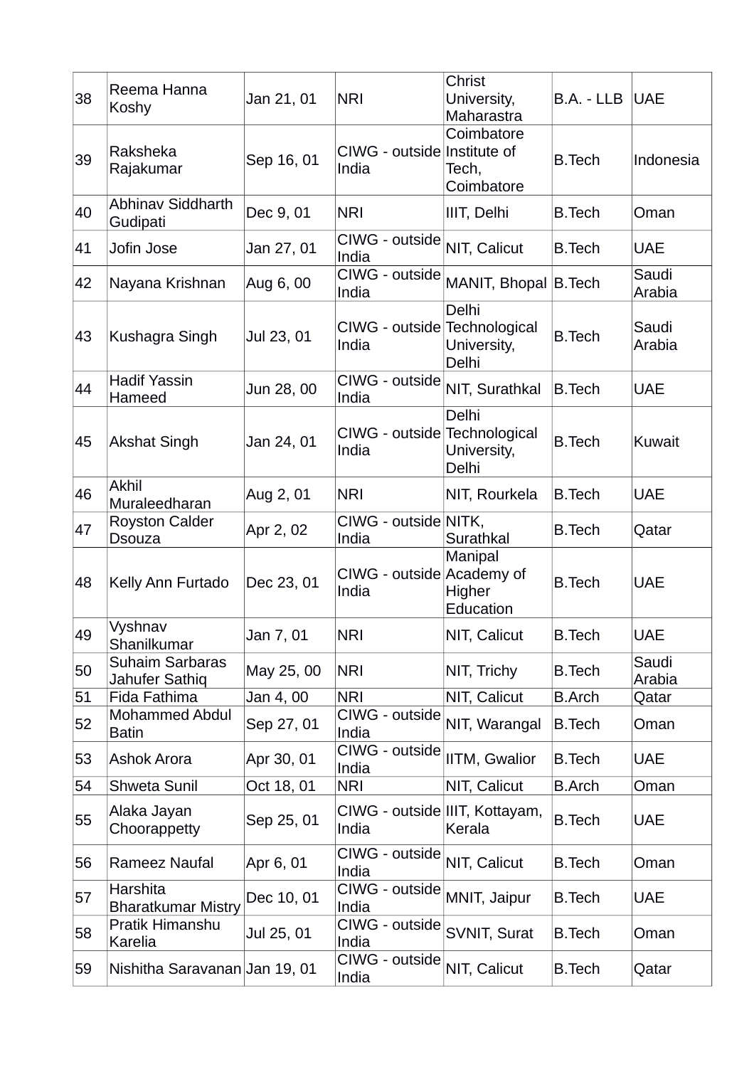| 38 | Reema Hanna Koshy | Jan 21, 01 | NRI | Christ University, Maharastra | B.A. - LLB | UAE |
|---|---|---|---|---|---|---|
| 39 | Raksheka Rajakumar | Sep 16, 01 | CIWG - outside India | Coimbatore Institute of Tech, Coimbatore | B.Tech | Indonesia |
| 40 | Abhinav Siddharth Gudipati | Dec 9, 01 | NRI | IIIT, Delhi | B.Tech | Oman |
| 41 | Jofin Jose | Jan 27, 01 | CIWG - outside India | NIT, Calicut | B.Tech | UAE |
| 42 | Nayana Krishnan | Aug 6, 00 | CIWG - outside India | MANIT, Bhopal | B.Tech | Saudi Arabia |
| 43 | Kushagra Singh | Jul 23, 01 | CIWG - outside India | Delhi Technological University, Delhi | B.Tech | Saudi Arabia |
| 44 | Hadif Yassin Hameed | Jun 28, 00 | CIWG - outside India | NIT, Surathkal | B.Tech | UAE |
| 45 | Akshat Singh | Jan 24, 01 | CIWG - outside India | Delhi Technological University, Delhi | B.Tech | Kuwait |
| 46 | Akhil Muraleedharan | Aug 2, 01 | NRI | NIT, Rourkela | B.Tech | UAE |
| 47 | Royston Calder Dsouza | Apr 2, 02 | CIWG - outside India | NITK, Surathkal | B.Tech | Qatar |
| 48 | Kelly Ann Furtado | Dec 23, 01 | CIWG - outside India | Manipal Academy of Higher Education | B.Tech | UAE |
| 49 | Vyshnav Shanilkumar | Jan 7, 01 | NRI | NIT, Calicut | B.Tech | UAE |
| 50 | Suhaim Sarbaras Jahufer Sathiq | May 25, 00 | NRI | NIT, Trichy | B.Tech | Saudi Arabia |
| 51 | Fida Fathima | Jan 4, 00 | NRI | NIT, Calicut | B.Arch | Qatar |
| 52 | Mohammed Abdul Batin | Sep 27, 01 | CIWG - outside India | NIT, Warangal | B.Tech | Oman |
| 53 | Ashok Arora | Apr 30, 01 | CIWG - outside India | IITM, Gwalior | B.Tech | UAE |
| 54 | Shweta Sunil | Oct 18, 01 | NRI | NIT, Calicut | B.Arch | Oman |
| 55 | Alaka Jayan Choorappetty | Sep 25, 01 | CIWG - outside India | IIIT, Kottayam, Kerala | B.Tech | UAE |
| 56 | Rameez Naufal | Apr 6, 01 | CIWG - outside India | NIT, Calicut | B.Tech | Oman |
| 57 | Harshita Bharatkumar Mistry | Dec 10, 01 | CIWG - outside India | MNIT, Jaipur | B.Tech | UAE |
| 58 | Pratik Himanshu Karelia | Jul 25, 01 | CIWG - outside India | SVNIT, Surat | B.Tech | Oman |
| 59 | Nishitha Saravanan | Jan 19, 01 | CIWG - outside India | NIT, Calicut | B.Tech | Qatar |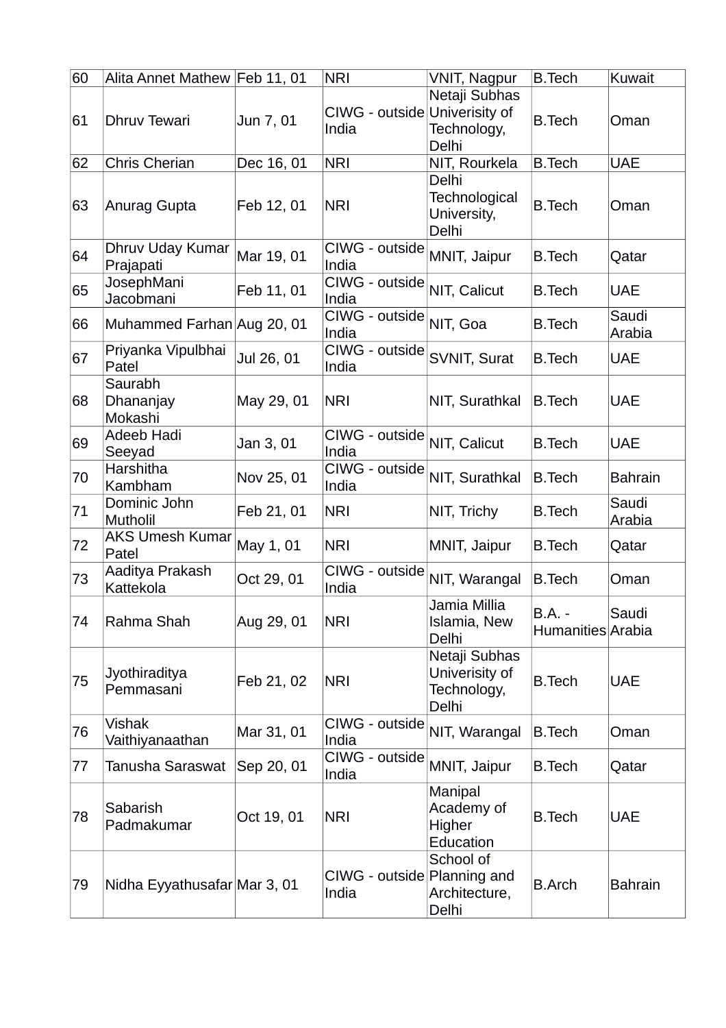| 60 | Alita Annet Mathew | Feb 11, 01 | NRI | VNIT, Nagpur | B.Tech | Kuwait |
|---|---|---|---|---|---|---|
| 61 | Dhruv Tewari | Jun 7, 01 | CIWG - outside India | Netaji Subhas Univerisity of Technology, Delhi | B.Tech | Oman |
| 62 | Chris Cherian | Dec 16, 01 | NRI | NIT, Rourkela | B.Tech | UAE |
| 63 | Anurag Gupta | Feb 12, 01 | NRI | Delhi Technological University, Delhi | B.Tech | Oman |
| 64 | Dhruv Uday Kumar Prajapati | Mar 19, 01 | CIWG - outside India | MNIT, Jaipur | B.Tech | Qatar |
| 65 | JosephMani Jacobmani | Feb 11, 01 | CIWG - outside India | NIT, Calicut | B.Tech | UAE |
| 66 | Muhammed Farhan | Aug 20, 01 | CIWG - outside India | NIT, Goa | B.Tech | Saudi Arabia |
| 67 | Priyanka Vipulbhai Patel | Jul 26, 01 | CIWG - outside India | SVNIT, Surat | B.Tech | UAE |
| 68 | Saurabh Dhananjay Mokashi | May 29, 01 | NRI | NIT, Surathkal | B.Tech | UAE |
| 69 | Adeeb Hadi Seeyad | Jan 3, 01 | CIWG - outside India | NIT, Calicut | B.Tech | UAE |
| 70 | Harshitha Kambham | Nov 25, 01 | CIWG - outside India | NIT, Surathkal | B.Tech | Bahrain |
| 71 | Dominic John Mutholil | Feb 21, 01 | NRI | NIT, Trichy | B.Tech | Saudi Arabia |
| 72 | AKS Umesh Kumar Patel | May 1, 01 | NRI | MNIT, Jaipur | B.Tech | Qatar |
| 73 | Aaditya Prakash Kattekola | Oct 29, 01 | CIWG - outside India | NIT, Warangal | B.Tech | Oman |
| 74 | Rahma Shah | Aug 29, 01 | NRI | Jamia Millia Islamia, New Delhi | B.A. - Humanities | Saudi Arabia |
| 75 | Jyothiraditya Pemmasani | Feb 21, 02 | NRI | Netaji Subhas Univerisity of Technology, Delhi | B.Tech | UAE |
| 76 | Vishak Vaithiyanaathan | Mar 31, 01 | CIWG - outside India | NIT, Warangal | B.Tech | Oman |
| 77 | Tanusha Saraswat | Sep 20, 01 | CIWG - outside India | MNIT, Jaipur | B.Tech | Qatar |
| 78 | Sabarish Padmakumar | Oct 19, 01 | NRI | Manipal Academy of Higher Education | B.Tech | UAE |
| 79 | Nidha Eyyathusafar | Mar 3, 01 | CIWG - outside India | School of Planning and Architecture, Delhi | B.Arch | Bahrain |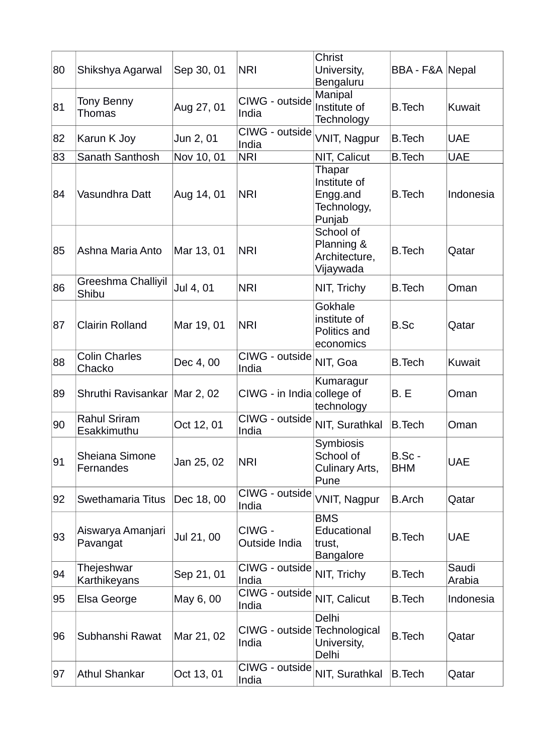| 80 | Shikshya Agarwal | Sep 30, 01 | NRI | Christ University, Bengaluru | BBA - F&A | Nepal |
|---|---|---|---|---|---|---|
| 81 | Tony Benny Thomas | Aug 27, 01 | CIWG - outside India | Manipal Institute of Technology | B.Tech | Kuwait |
| 82 | Karun K Joy | Jun 2, 01 | CIWG - outside India | VNIT, Nagpur | B.Tech | UAE |
| 83 | Sanath Santhosh | Nov 10, 01 | NRI | NIT, Calicut | B.Tech | UAE |
| 84 | Vasundhra Datt | Aug 14, 01 | NRI | Thapar Institute of Engg.and Technology, Punjab | B.Tech | Indonesia |
| 85 | Ashna Maria Anto | Mar 13, 01 | NRI | School of Planning & Architecture, Vijaywada | B.Tech | Qatar |
| 86 | Greeshma Challiyil Shibu | Jul 4, 01 | NRI | NIT, Trichy | B.Tech | Oman |
| 87 | Clairin Rolland | Mar 19, 01 | NRI | Gokhale institute of Politics and economics | B.Sc | Qatar |
| 88 | Colin Charles Chacko | Dec 4, 00 | CIWG - outside India | NIT, Goa | B.Tech | Kuwait |
| 89 | Shruthi Ravisankar | Mar 2, 02 | CIWG - in India | Kumaragur college of technology | B. E | Oman |
| 90 | Rahul Sriram Esakkimuthu | Oct 12, 01 | CIWG - outside India | NIT, Surathkal | B.Tech | Oman |
| 91 | Sheiana Simone Fernandes | Jan 25, 02 | NRI | Symbiosis School of Culinary Arts, Pune | B.Sc - BHM | UAE |
| 92 | Swethamaria Titus | Dec 18, 00 | CIWG - outside India | VNIT, Nagpur | B.Arch | Qatar |
| 93 | Aiswarya Amanjari Pavangat | Jul 21, 00 | CIWG - Outside India | BMS Educational trust, Bangalore | B.Tech | UAE |
| 94 | Thejeshwar Karthikeyans | Sep 21, 01 | CIWG - outside India | NIT, Trichy | B.Tech | Saudi Arabia |
| 95 | Elsa George | May 6, 00 | CIWG - outside India | NIT, Calicut | B.Tech | Indonesia |
| 96 | Subhanshi Rawat | Mar 21, 02 | CIWG - outside India | Delhi Technological University, Delhi | B.Tech | Qatar |
| 97 | Athul Shankar | Oct 13, 01 | CIWG - outside India | NIT, Surathkal | B.Tech | Qatar |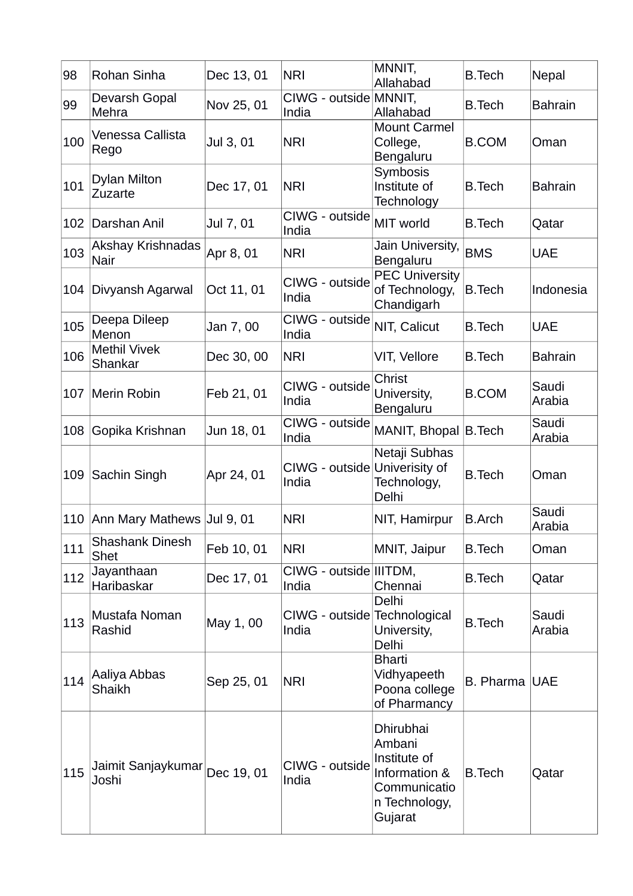| 98 | Rohan Sinha | Dec 13, 01 | NRI | MNNIT, Allahabad | B.Tech | Nepal |
|---|---|---|---|---|---|---|
| 99 | Devarsh Gopal Mehra | Nov 25, 01 | CIWG - outside India | MNNIT, Allahabad | B.Tech | Bahrain |
| 100 | Venessa Callista Rego | Jul 3, 01 | NRI | Mount Carmel College, Bengaluru | B.COM | Oman |
| 101 | Dylan Milton Zuzarte | Dec 17, 01 | NRI | Symbosis Institute of Technology | B.Tech | Bahrain |
| 102 | Darshan Anil | Jul 7, 01 | CIWG - outside India | MIT world | B.Tech | Qatar |
| 103 | Akshay Krishnadas Nair | Apr 8, 01 | NRI | Jain University, Bengaluru | BMS | UAE |
| 104 | Divyansh Agarwal | Oct 11, 01 | CIWG - outside India | PEC University of Technology, Chandigarh | B.Tech | Indonesia |
| 105 | Deepa Dileep Menon | Jan 7, 00 | CIWG - outside India | NIT, Calicut | B.Tech | UAE |
| 106 | Methil Vivek Shankar | Dec 30, 00 | NRI | VIT, Vellore | B.Tech | Bahrain |
| 107 | Merin Robin | Feb 21, 01 | CIWG - outside India | Christ University, Bengaluru | B.COM | Saudi Arabia |
| 108 | Gopika Krishnan | Jun 18, 01 | CIWG - outside India | MANIT, Bhopal | B.Tech | Saudi Arabia |
| 109 | Sachin Singh | Apr 24, 01 | CIWG - outside India | Netaji Subhas Univerisity of Technology, Delhi | B.Tech | Oman |
| 110 | Ann Mary Mathews | Jul 9, 01 | NRI | NIT, Hamirpur | B.Arch | Saudi Arabia |
| 111 | Shashank Dinesh Shet | Feb 10, 01 | NRI | MNIT, Jaipur | B.Tech | Oman |
| 112 | Jayanthaan Haribaskar | Dec 17, 01 | CIWG - outside India | IIITDM, Chennai | B.Tech | Qatar |
| 113 | Mustafa Noman Rashid | May 1, 00 | CIWG - outside India | Delhi Technological University, Delhi | B.Tech | Saudi Arabia |
| 114 | Aaliya Abbas Shaikh | Sep 25, 01 | NRI | Bharti Vidhyapeeth Poona college of Pharmancy | B. Pharma | UAE |
| 115 | Jaimit Sanjaykumar Joshi | Dec 19, 01 | CIWG - outside India | Dhirubhai Ambani Institute of Information & Communication Technology, Gujarat | B.Tech | Qatar |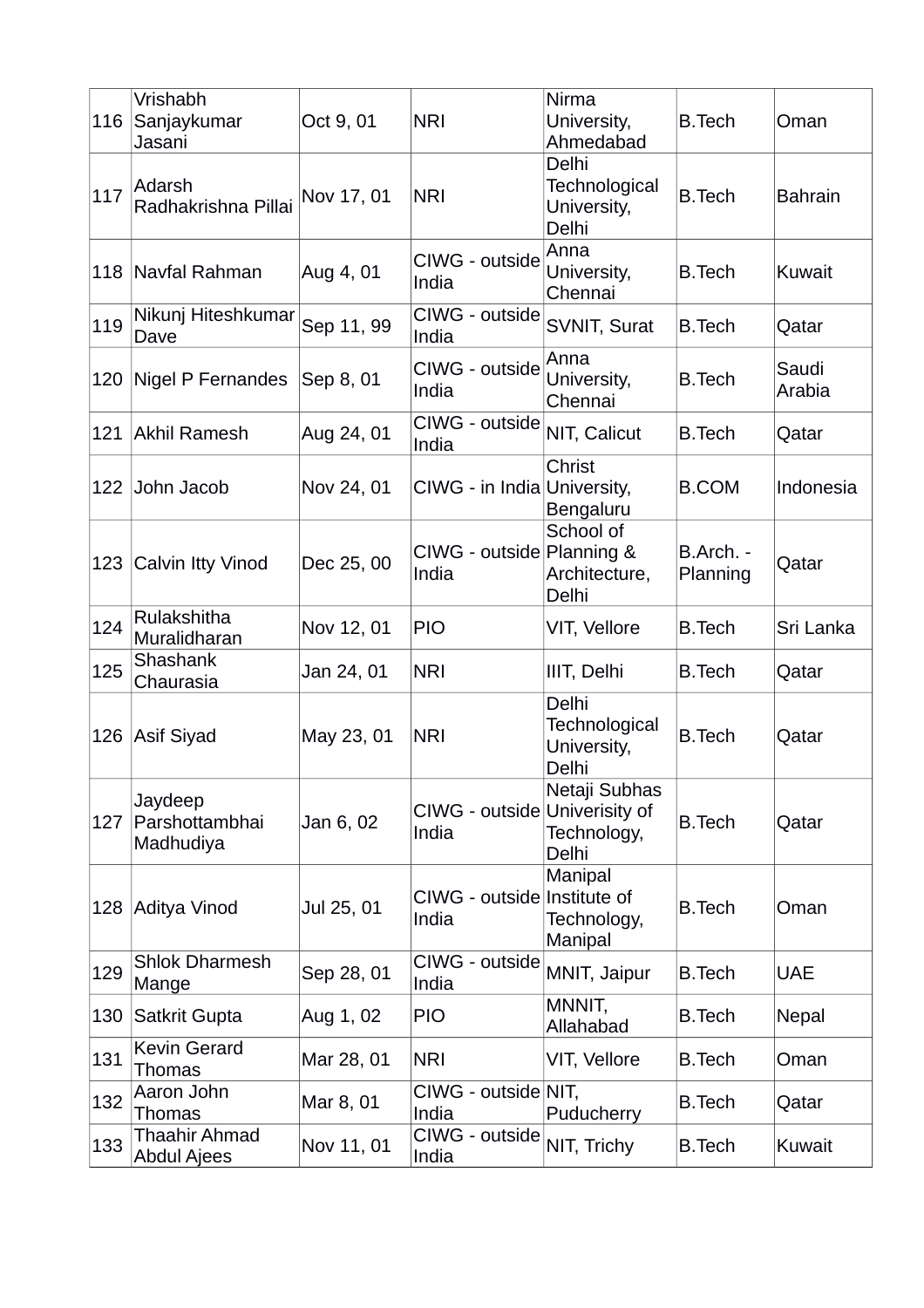| 116 | Vrishabh Sanjaykumar Jasani | Oct 9, 01 | NRI | Nirma University, Ahmedabad | B.Tech | Oman |
|---|---|---|---|---|---|---|
| 117 | Adarsh Radhakrishna Pillai | Nov 17, 01 | NRI | Delhi Technological University, Delhi | B.Tech | Bahrain |
| 118 | Navfal Rahman | Aug 4, 01 | CIWG - outside India | Anna University, Chennai | B.Tech | Kuwait |
| 119 | Nikunj Hiteshkumar Dave | Sep 11, 99 | CIWG - outside India | SVNIT, Surat | B.Tech | Qatar |
| 120 | Nigel P Fernandes | Sep 8, 01 | CIWG - outside India | Anna University, Chennai | B.Tech | Saudi Arabia |
| 121 | Akhil Ramesh | Aug 24, 01 | CIWG - outside India | NIT, Calicut | B.Tech | Qatar |
| 122 | John Jacob | Nov 24, 01 | CIWG - in India | Christ University, Bengaluru | B.COM | Indonesia |
| 123 | Calvin Itty Vinod | Dec 25, 00 | CIWG - outside India | School of Planning & Architecture, Delhi | B.Arch. - Planning | Qatar |
| 124 | Rulakshitha Muralidharan | Nov 12, 01 | PIO | VIT, Vellore | B.Tech | Sri Lanka |
| 125 | Shashank Chaurasia | Jan 24, 01 | NRI | IIIT, Delhi | B.Tech | Qatar |
| 126 | Asif Siyad | May 23, 01 | NRI | Delhi Technological University, Delhi | B.Tech | Qatar |
| 127 | Jaydeep Parshottambhai Madhudiya | Jan 6, 02 | CIWG - outside India | Netaji Subhas Univerisity of Technology, Delhi | B.Tech | Qatar |
| 128 | Aditya Vinod | Jul 25, 01 | CIWG - outside India | Manipal Institute of Technology, Manipal | B.Tech | Oman |
| 129 | Shlok Dharmesh Mange | Sep 28, 01 | CIWG - outside India | MNIT, Jaipur | B.Tech | UAE |
| 130 | Satkrit Gupta | Aug 1, 02 | PIO | MNNIT, Allahabad | B.Tech | Nepal |
| 131 | Kevin Gerard Thomas | Mar 28, 01 | NRI | VIT, Vellore | B.Tech | Oman |
| 132 | Aaron John Thomas | Mar 8, 01 | CIWG - outside India | NIT, Puducherry | B.Tech | Qatar |
| 133 | Thaahir Ahmad Abdul Ajees | Nov 11, 01 | CIWG - outside India | NIT, Trichy | B.Tech | Kuwait |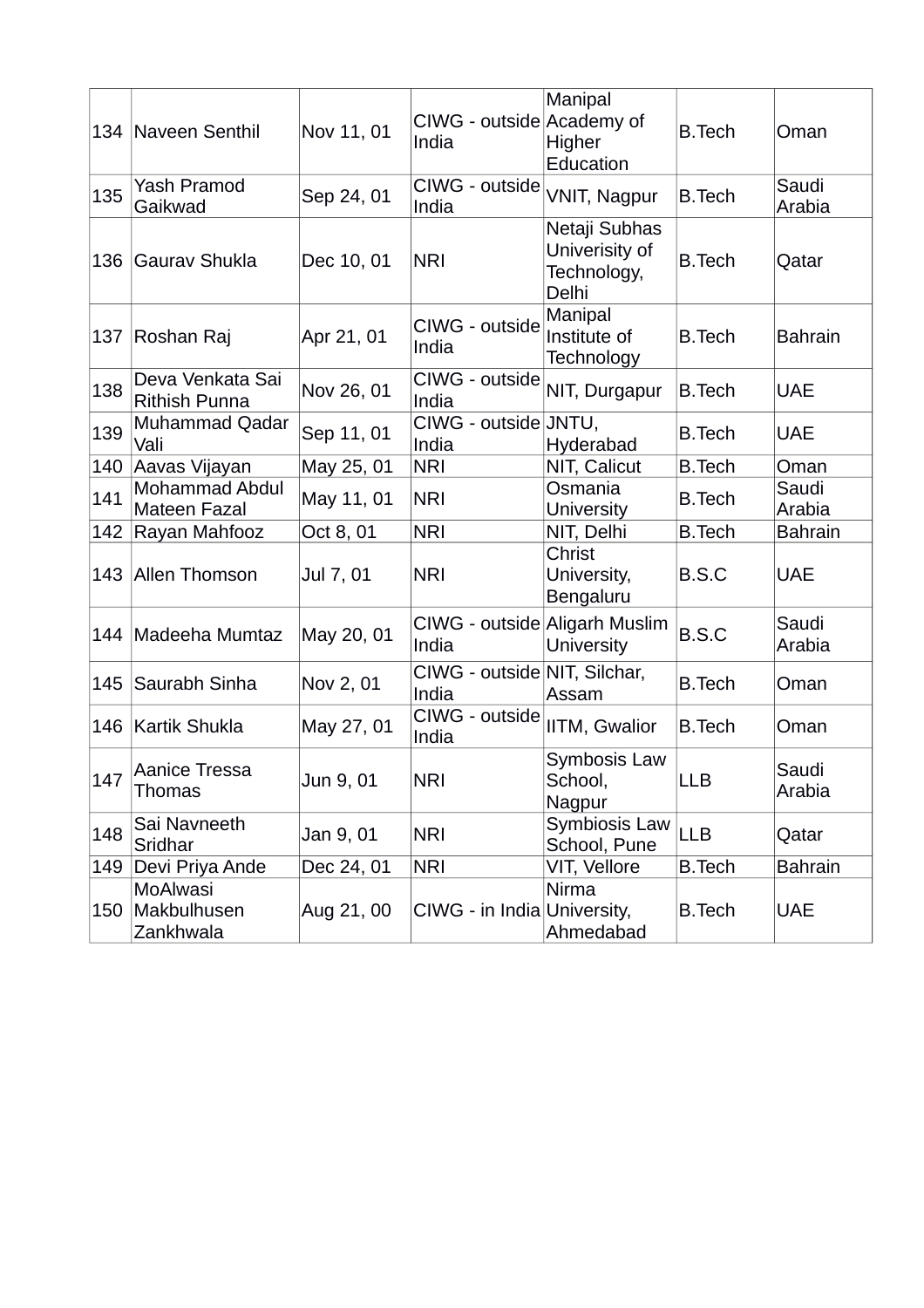| | | | | | | |
|---|---|---|---|---|---|---|
| 134 | Naveen Senthil | Nov 11, 01 | CIWG - outside India | Manipal Academy of Higher Education | B.Tech | Oman |
| 135 | Yash Pramod Gaikwad | Sep 24, 01 | CIWG - outside India | VNIT, Nagpur | B.Tech | Saudi Arabia |
| 136 | Gaurav Shukla | Dec 10, 01 | NRI | Netaji Subhas Univerisity of Technology, Delhi | B.Tech | Qatar |
| 137 | Roshan Raj | Apr 21, 01 | CIWG - outside India | Manipal Institute of Technology | B.Tech | Bahrain |
| 138 | Deva Venkata Sai Rithish Punna | Nov 26, 01 | CIWG - outside India | NIT, Durgapur | B.Tech | UAE |
| 139 | Muhammad Qadar Vali | Sep 11, 01 | CIWG - outside India | JNTU, Hyderabad | B.Tech | UAE |
| 140 | Aavas Vijayan | May 25, 01 | NRI | NIT, Calicut | B.Tech | Oman |
| 141 | Mohammad Abdul Mateen Fazal | May 11, 01 | NRI | Osmania University | B.Tech | Saudi Arabia |
| 142 | Rayan Mahfooz | Oct 8, 01 | NRI | NIT, Delhi | B.Tech | Bahrain |
| 143 | Allen Thomson | Jul 7, 01 | NRI | Christ University, Bengaluru | B.S.C | UAE |
| 144 | Madeeha Mumtaz | May 20, 01 | CIWG - outside India | Aligarh Muslim University | B.S.C | Saudi Arabia |
| 145 | Saurabh Sinha | Nov 2, 01 | CIWG - outside India | NIT, Silchar, Assam | B.Tech | Oman |
| 146 | Kartik Shukla | May 27, 01 | CIWG - outside India | IITM, Gwalior | B.Tech | Oman |
| 147 | Aanice Tressa Thomas | Jun 9, 01 | NRI | Symbosis Law School, Nagpur | LLB | Saudi Arabia |
| 148 | Sai Navneeth Sridhar | Jan 9, 01 | NRI | Symbiosis Law School, Pune | LLB | Qatar |
| 149 | Devi Priya Ande | Dec 24, 01 | NRI | VIT, Vellore | B.Tech | Bahrain |
| 150 | MoAlwasi Makbulhusen Zankhwala | Aug 21, 00 | CIWG - in India | Nirma University, Ahmedabad | B.Tech | UAE |